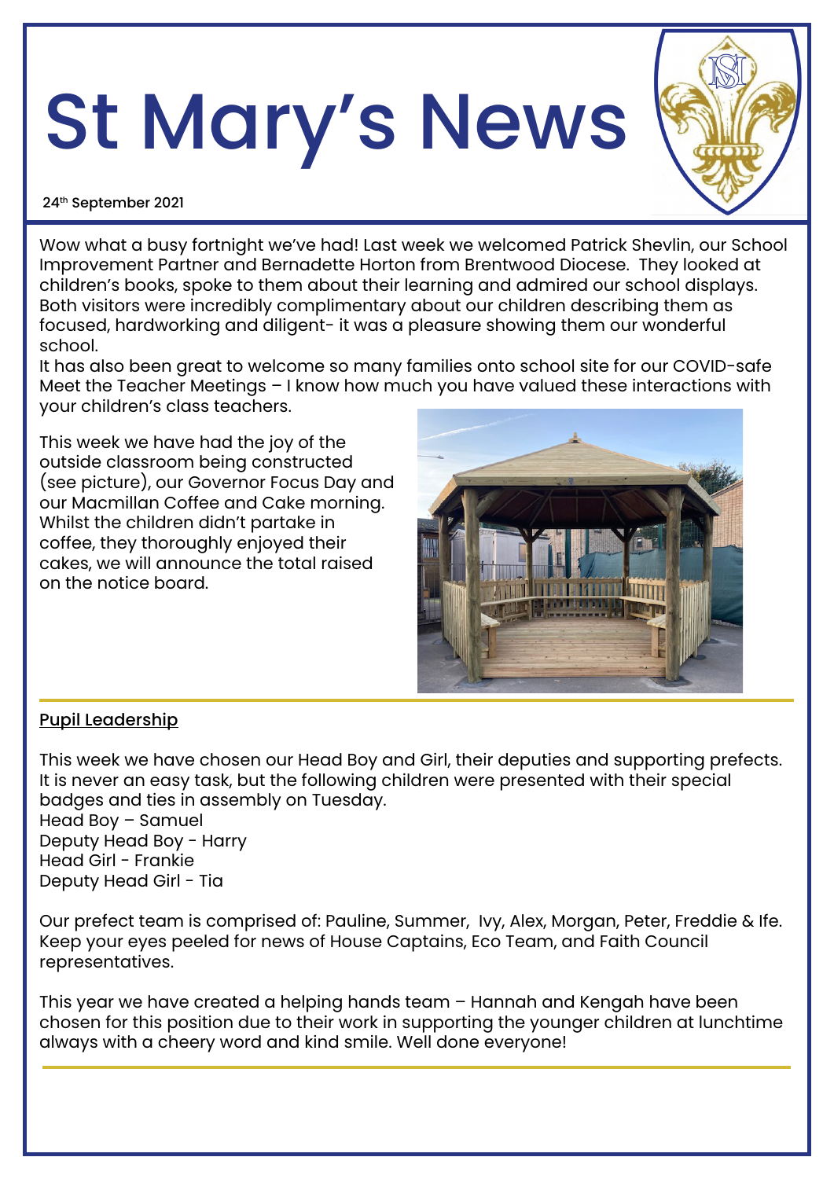# St Mary's News

24th September 2021

Wow what a busy fortnight we've had! Last week we welcomed Patrick Shevlin, our School Improvement Partner and Bernadette Horton from Brentwood Diocese. They looked at children's books, spoke to them about their learning and admired our school displays. Both visitors were incredibly complimentary about our children describing them as focused, hardworking and diligent- it was a pleasure showing them our wonderful school.

It has also been great to welcome so many families onto school site for our COVID-safe Meet the Teacher Meetings – I know how much you have valued these interactions with your children's class teachers.

This week we have had the joy of the outside classroom being constructed (see picture), our Governor Focus Day and our Macmillan Coffee and Cake morning. Whilst the children didn't partake in coffee, they thoroughly enjoyed their cakes, we will announce the total raised on the notice board.

## Pupil Leadership

This week we have chosen our Head Boy and Girl, their deputies and supporting prefects. It is never an easy task, but the following children were presented with their special badges and ties in assembly on Tuesday.

Head Boy – Samuel
Deputy Head Boy - Harry
Head Girl - Frankie
Deputy Head Girl - Tia

Our prefect team is comprised of: Pauline, Summer, Ivy, Alex, Morgan, Peter, Freddie & Ife. Keep your eyes peeled for news of House Captains, Eco Team, and Faith Council representatives.

This year we have created a helping hands team – Hannah and Kengah have been chosen for this position due to their work in supporting the younger children at lunchtime always with a cheery word and kind smile. Well done everyone!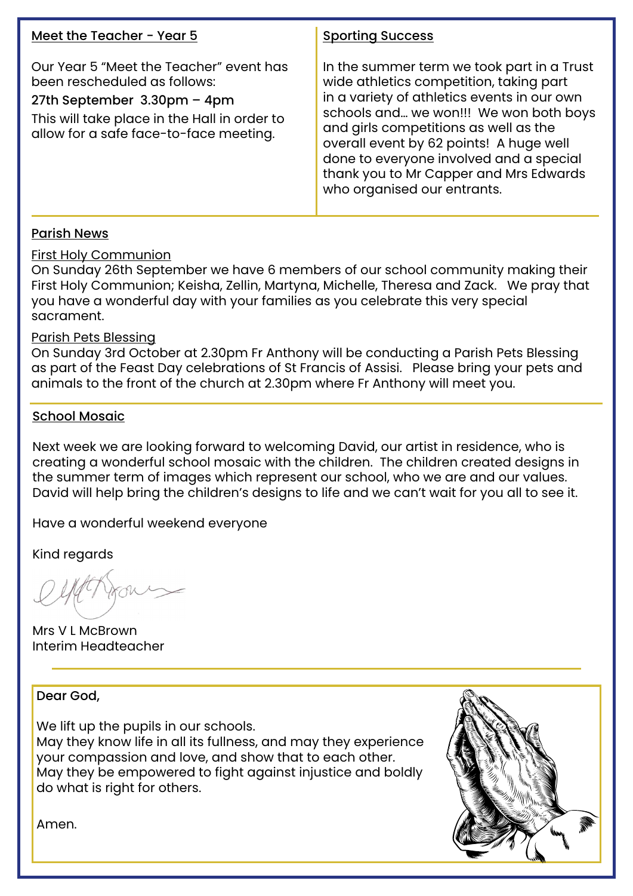## Meet the Teacher - Year 5

Our Year 5 "Meet the Teacher" event has been rescheduled as follows:

27th September 3.30pm – 4pm

This will take place in the Hall in order to allow for a safe face-to-face meeting.

## Sporting Success

In the summer term we took part in a Trust wide athletics competition, taking part in a variety of athletics events in our own schools and… we won!!! We won both boys and girls competitions as well as the overall event by 62 points! A huge well done to everyone involved and a special thank you to Mr Capper and Mrs Edwards who organised our entrants.

## Parish News

### First Holy Communion

On Sunday 26th September we have 6 members of our school community making their First Holy Communion; Keisha, Zellin, Martyna, Michelle, Theresa and Zack. We pray that you have a wonderful day with your families as you celebrate this very special sacrament.

### Parish Pets Blessing

On Sunday 3rd October at 2.30pm Fr Anthony will be conducting a Parish Pets Blessing as part of the Feast Day celebrations of St Francis of Assisi. Please bring your pets and animals to the front of the church at 2.30pm where Fr Anthony will meet you.

## School Mosaic

Next week we are looking forward to welcoming David, our artist in residence, who is creating a wonderful school mosaic with the children. The children created designs in the summer term of images which represent our school, who we are and our values. David will help bring the children's designs to life and we can't wait for you all to see it.

Have a wonderful weekend everyone

Kind regards

Mrs V L McBrown
Interim Headteacher

---

Dear God,

We lift up the pupils in our schools.
May they know life in all its fullness, and may they experience your compassion and love, and show that to each other.
May they be empowered to fight against injustice and boldly do what is right for others.

Amen.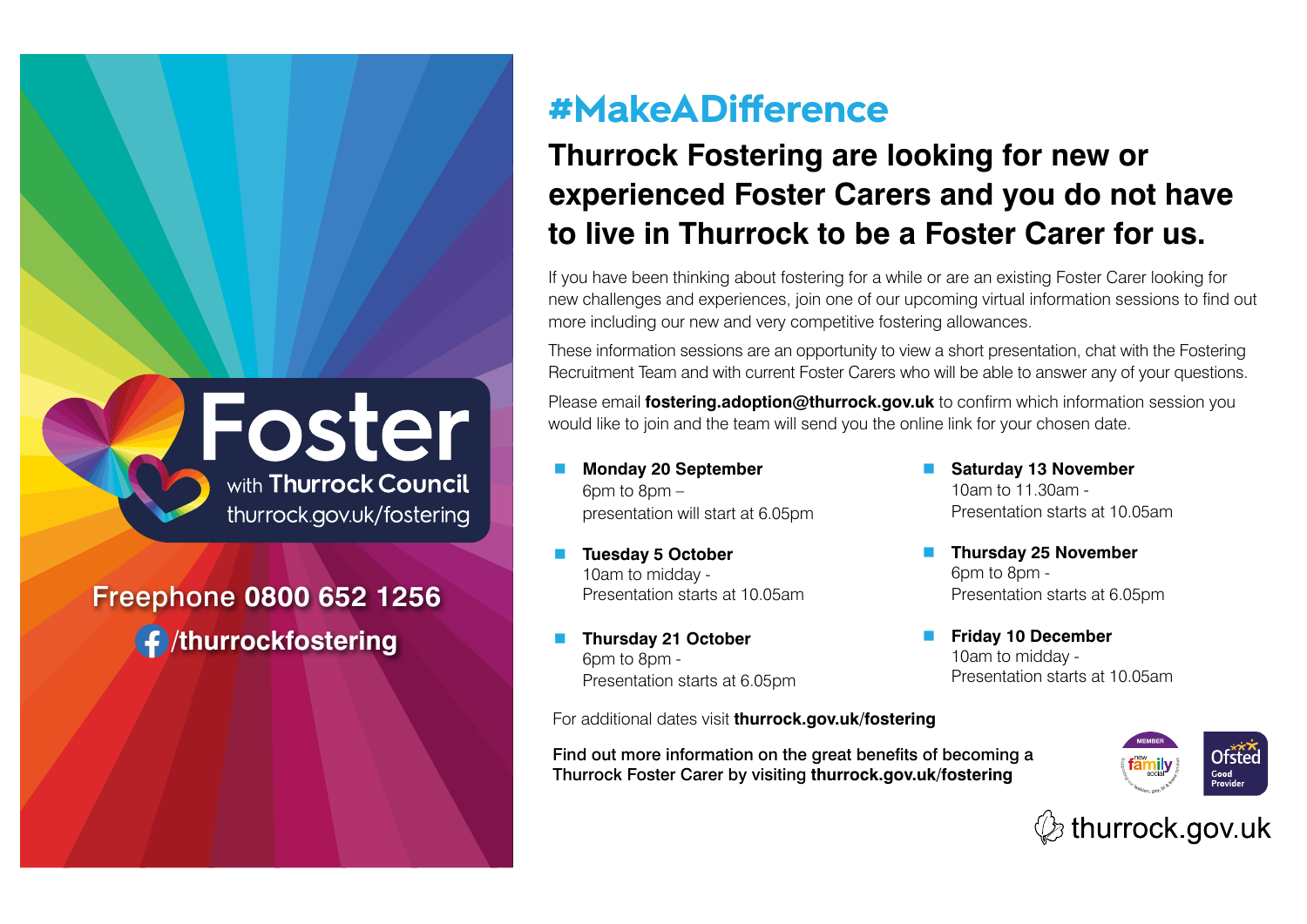Foster

with Thurrock Council

thurrock.gov.uk/fostering

Freephone 0800 652 1256

/thurrockfostering

# #MakeADifference

## Thurrock Fostering are looking for new or experienced Foster Carers and you do not have to live in Thurrock to be a Foster Carer for us.

If you have been thinking about fostering for a while or are an existing Foster Carer looking for new challenges and experiences, join one of our upcoming virtual information sessions to find out more including our new and very competitive fostering allowances.

These information sessions are an opportunity to view a short presentation, chat with the Fostering Recruitment Team and with current Foster Carers who will be able to answer any of your questions.

Please email **fostering.adoption@thurrock.gov.uk** to confirm which information session you would like to join and the team will send you the online link for your chosen date.

- **Monday 20 September**
  6pm to 8pm –
  presentation will start at 6.05pm
- **Tuesday 5 October**
  10am to midday -
  Presentation starts at 10.05am
- **Thursday 21 October**
  6pm to 8pm -
  Presentation starts at 6.05pm
- **Saturday 13 November**
  10am to 11.30am -
  Presentation starts at 10.05am
- **Thursday 25 November**
  6pm to 8pm -
  Presentation starts at 6.05pm
- **Friday 10 December**
  10am to midday -
  Presentation starts at 10.05am

For additional dates visit **thurrock.gov.uk/fostering**

Find out more information on the great benefits of becoming a Thurrock Foster Carer by visiting **thurrock.gov.uk/fostering**

MEMBER new family social

Ofsted Good Provider

thurrock.gov.uk